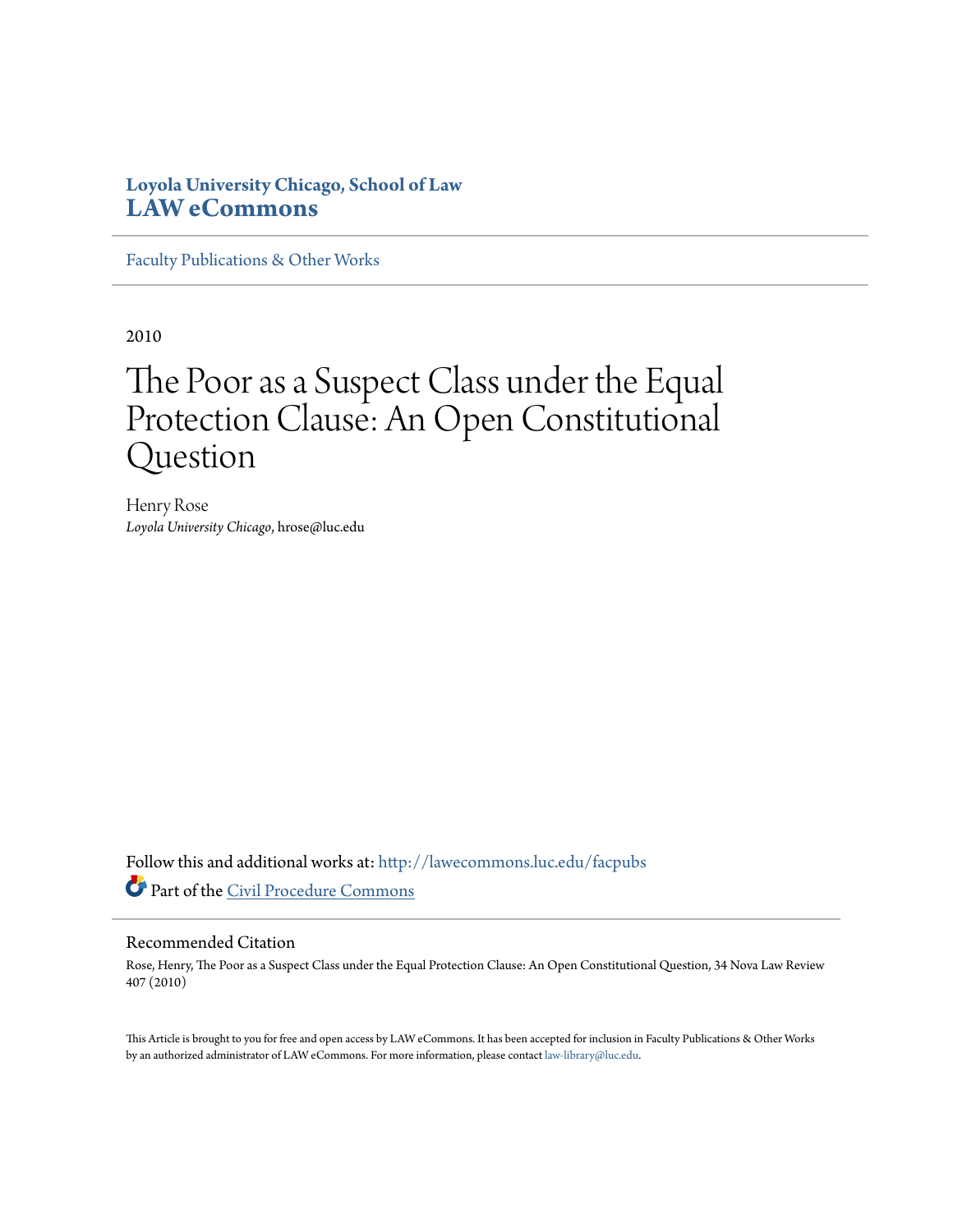**Loyola University Chicago, School of Law**
**LAW eCommons**

Faculty Publications & Other Works

2010

# The Poor as a Suspect Class under the Equal Protection Clause: An Open Constitutional Question

Henry Rose
*Loyola University Chicago*, hrose@luc.edu

Follow this and additional works at: http://lawecommons.luc.edu/facpubs

Part of the Civil Procedure Commons

## Recommended Citation

Rose, Henry, The Poor as a Suspect Class under the Equal Protection Clause: An Open Constitutional Question, 34 Nova Law Review 407 (2010)

This Article is brought to you for free and open access by LAW eCommons. It has been accepted for inclusion in Faculty Publications & Other Works by an authorized administrator of LAW eCommons. For more information, please contact law-library@luc.edu.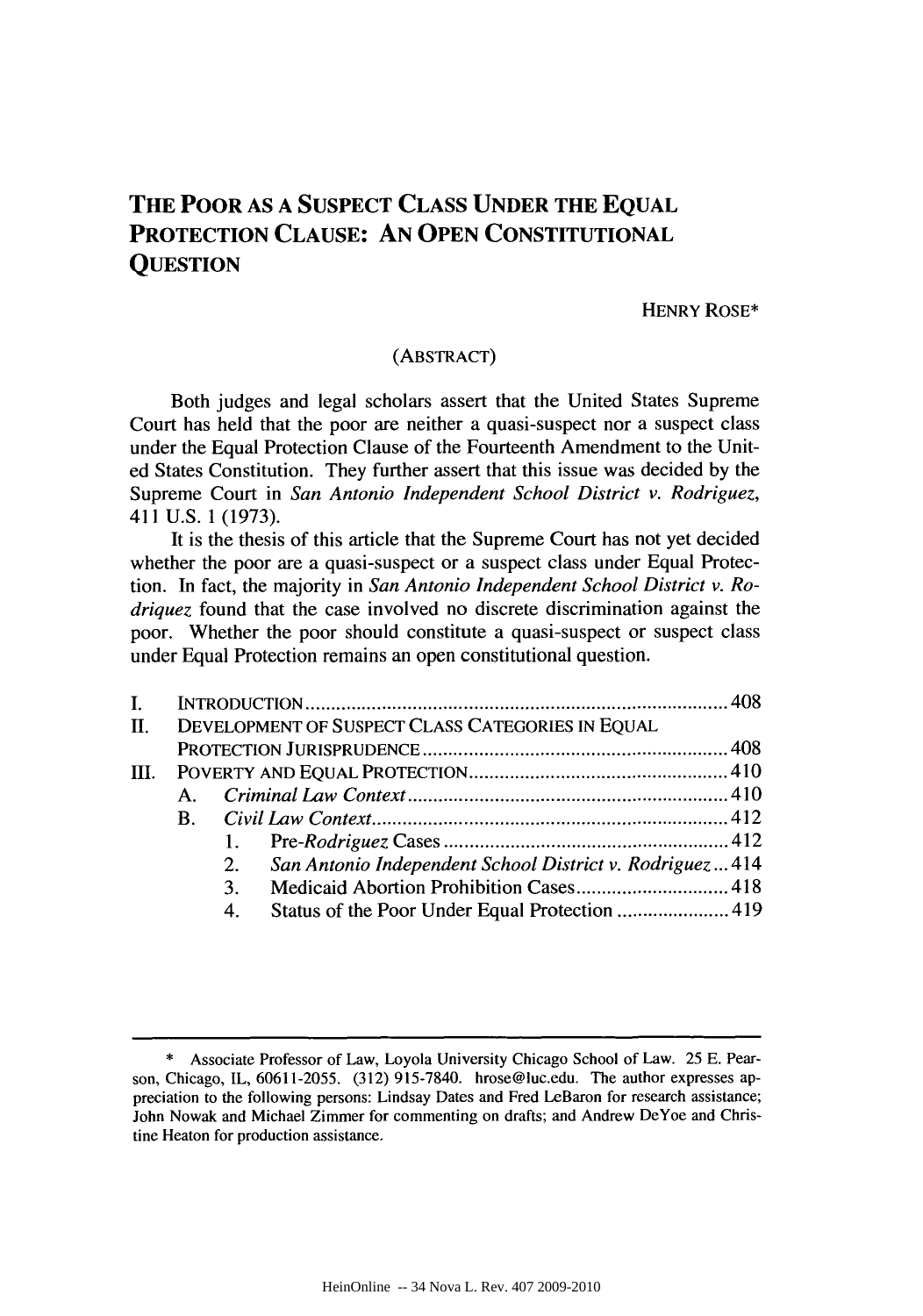# THE POOR AS A SUSPECT CLASS UNDER THE EQUAL PROTECTION CLAUSE: AN OPEN CONSTITUTIONAL QUESTION

HENRY ROSE*

(ABSTRACT)

Both judges and legal scholars assert that the United States Supreme Court has held that the poor are neither a quasi-suspect nor a suspect class under the Equal Protection Clause of the Fourteenth Amendment to the United States Constitution. They further assert that this issue was decided by the Supreme Court in *San Antonio Independent School District v. Rodriguez*, 411 U.S. 1 (1973).

It is the thesis of this article that the Supreme Court has not yet decided whether the poor are a quasi-suspect or a suspect class under Equal Protection. In fact, the majority in *San Antonio Independent School District v. Rodriquez* found that the case involved no discrete discrimination against the poor. Whether the poor should constitute a quasi-suspect or suspect class under Equal Protection remains an open constitutional question.

- I. INTRODUCTION ... 408
- II. DEVELOPMENT OF SUSPECT CLASS CATEGORIES IN EQUAL PROTECTION JURISPRUDENCE ... 408
- III. POVERTY AND EQUAL PROTECTION ... 410
  - A. *Criminal Law Context* ... 410
  - B. *Civil Law Context* ... 412
    1. Pre-*Rodriguez* Cases ... 412
    2. *San Antonio Independent School District v. Rodriguez* ... 414
    3. Medicaid Abortion Prohibition Cases ... 418
    4. Status of the Poor Under Equal Protection ... 419

\* Associate Professor of Law, Loyola University Chicago School of Law. 25 E. Pearson, Chicago, IL, 60611-2055. (312) 915-7840. hrose@luc.edu. The author expresses appreciation to the following persons: Lindsay Dates and Fred LeBaron for research assistance; John Nowak and Michael Zimmer for commenting on drafts; and Andrew DeYoe and Christine Heaton for production assistance.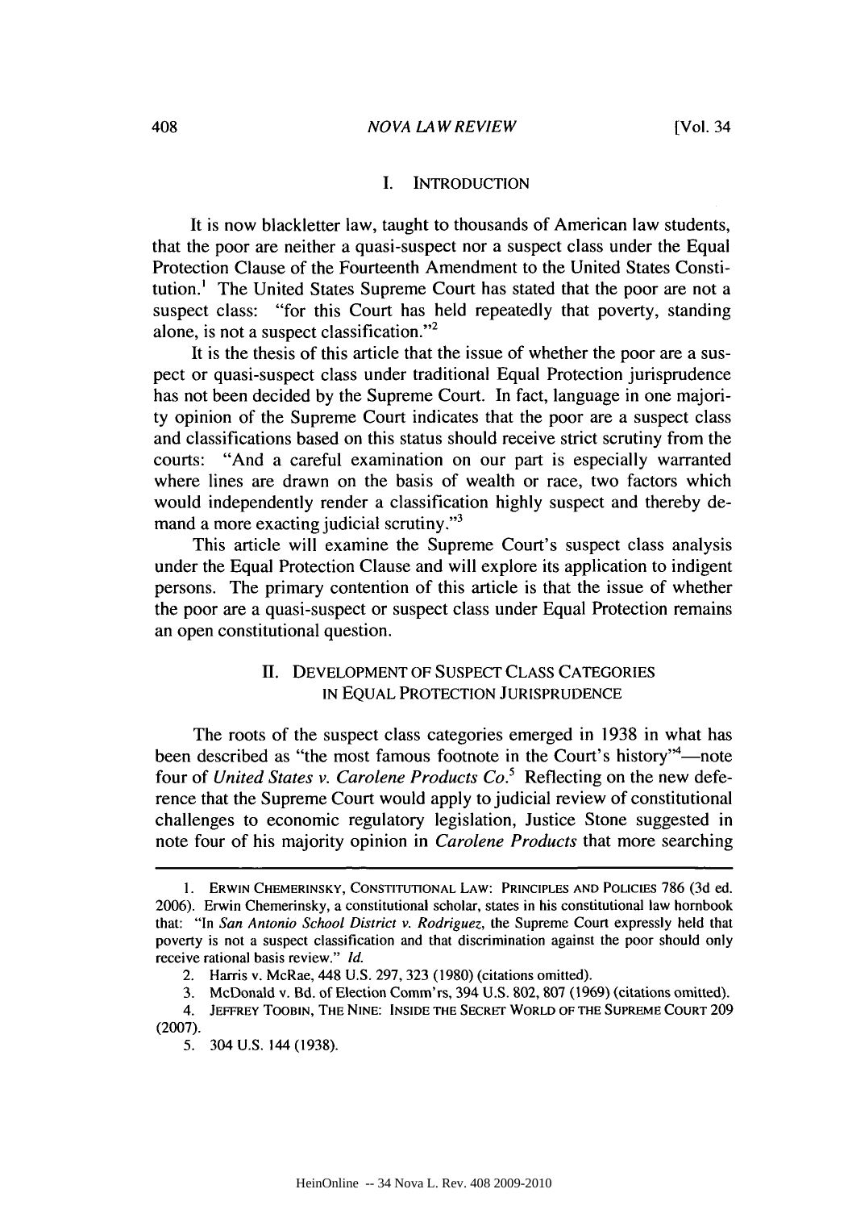## I. INTRODUCTION

It is now blackletter law, taught to thousands of American law students, that the poor are neither a quasi-suspect nor a suspect class under the Equal Protection Clause of the Fourteenth Amendment to the United States Constitution.[1] The United States Supreme Court has stated that the poor are not a suspect class: "for this Court has held repeatedly that poverty, standing alone, is not a suspect classification."[2]

It is the thesis of this article that the issue of whether the poor are a suspect or quasi-suspect class under traditional Equal Protection jurisprudence has not been decided by the Supreme Court. In fact, language in one majority opinion of the Supreme Court indicates that the poor are a suspect class and classifications based on this status should receive strict scrutiny from the courts: "And a careful examination on our part is especially warranted where lines are drawn on the basis of wealth or race, two factors which would independently render a classification highly suspect and thereby demand a more exacting judicial scrutiny."[3]

This article will examine the Supreme Court's suspect class analysis under the Equal Protection Clause and will explore its application to indigent persons. The primary contention of this article is that the issue of whether the poor are a quasi-suspect or suspect class under Equal Protection remains an open constitutional question.

## II. DEVELOPMENT OF SUSPECT CLASS CATEGORIES IN EQUAL PROTECTION JURISPRUDENCE

The roots of the suspect class categories emerged in 1938 in what has been described as "the most famous footnote in the Court's history"[4]—note four of *United States v. Carolene Products Co.*[5] Reflecting on the new deference that the Supreme Court would apply to judicial review of constitutional challenges to economic regulatory legislation, Justice Stone suggested in note four of his majority opinion in *Carolene Products* that more searching

---

1. ERWIN CHEMERINSKY, CONSTITUTIONAL LAW: PRINCIPLES AND POLICIES 786 (3d ed. 2006). Erwin Chemerinsky, a constitutional scholar, states in his constitutional law hornbook that: "In *San Antonio School District v. Rodriguez*, the Supreme Court expressly held that poverty is not a suspect classification and that discrimination against the poor should only receive rational basis review." *Id.*

2. Harris v. McRae, 448 U.S. 297, 323 (1980) (citations omitted).

3. McDonald v. Bd. of Election Comm'rs, 394 U.S. 802, 807 (1969) (citations omitted).

4. JEFFREY TOOBIN, THE NINE: INSIDE THE SECRET WORLD OF THE SUPREME COURT 209 (2007).

5. 304 U.S. 144 (1938).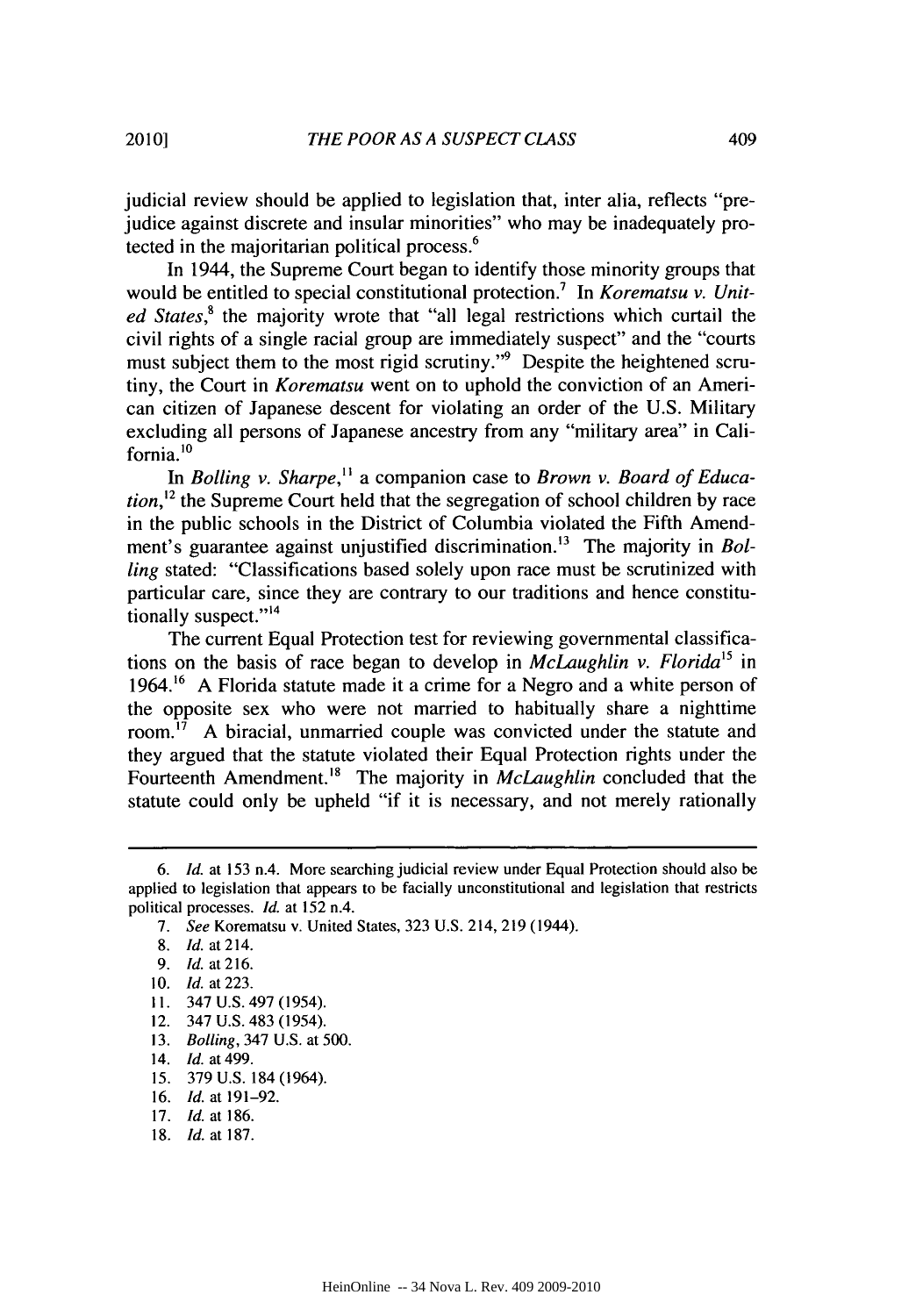judicial review should be applied to legislation that, inter alia, reflects "prejudice against discrete and insular minorities" who may be inadequately protected in the majoritarian political process.[6]

In 1944, the Supreme Court began to identify those minority groups that would be entitled to special constitutional protection.[7] In *Korematsu v. United States*,[8] the majority wrote that "all legal restrictions which curtail the civil rights of a single racial group are immediately suspect" and the "courts must subject them to the most rigid scrutiny."[9] Despite the heightened scrutiny, the Court in *Korematsu* went on to uphold the conviction of an American citizen of Japanese descent for violating an order of the U.S. Military excluding all persons of Japanese ancestry from any "military area" in California.[10]

In *Bolling v. Sharpe*,[11] a companion case to *Brown v. Board of Education*,[12] the Supreme Court held that the segregation of school children by race in the public schools in the District of Columbia violated the Fifth Amendment's guarantee against unjustified discrimination.[13] The majority in *Bolling* stated: "Classifications based solely upon race must be scrutinized with particular care, since they are contrary to our traditions and hence constitutionally suspect."[14]

The current Equal Protection test for reviewing governmental classifications on the basis of race began to develop in *McLaughlin v. Florida*[15] in 1964.[16] A Florida statute made it a crime for a Negro and a white person of the opposite sex who were not married to habitually share a nighttime room.[17] A biracial, unmarried couple was convicted under the statute and they argued that the statute violated their Equal Protection rights under the Fourteenth Amendment.[18] The majority in *McLaughlin* concluded that the statute could only be upheld "if it is necessary, and not merely rationally

---

6. *Id.* at 153 n.4. More searching judicial review under Equal Protection should also be applied to legislation that appears to be facially unconstitutional and legislation that restricts political processes. *Id.* at 152 n.4.

7. *See* Korematsu v. United States, 323 U.S. 214, 219 (1944).

8. *Id.* at 214.

9. *Id.* at 216.

10. *Id.* at 223.

11. 347 U.S. 497 (1954).

12. 347 U.S. 483 (1954).

13. *Bolling*, 347 U.S. at 500.

14. *Id.* at 499.

15. 379 U.S. 184 (1964).

16. *Id.* at 191–92.

17. *Id.* at 186.

18. *Id.* at 187.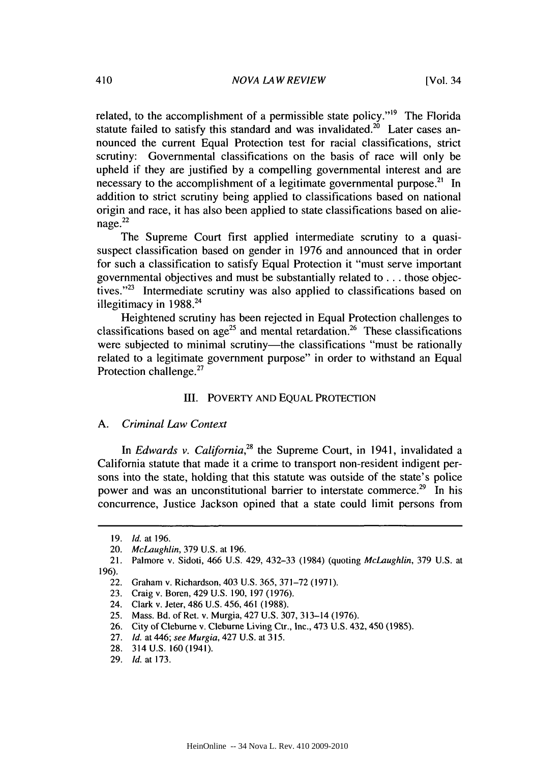related, to the accomplishment of a permissible state policy."[19] The Florida statute failed to satisfy this standard and was invalidated.[20] Later cases announced the current Equal Protection test for racial classifications, strict scrutiny: Governmental classifications on the basis of race will only be upheld if they are justified by a compelling governmental interest and are necessary to the accomplishment of a legitimate governmental purpose.[21] In addition to strict scrutiny being applied to classifications based on national origin and race, it has also been applied to state classifications based on alienage.[22]

The Supreme Court first applied intermediate scrutiny to a quasi-suspect classification based on gender in 1976 and announced that in order for such a classification to satisfy Equal Protection it "must serve important governmental objectives and must be substantially related to . . . those objectives."[23] Intermediate scrutiny was also applied to classifications based on illegitimacy in 1988.[24]

Heightened scrutiny has been rejected in Equal Protection challenges to classifications based on age[25] and mental retardation.[26] These classifications were subjected to minimal scrutiny—the classifications "must be rationally related to a legitimate government purpose" in order to withstand an Equal Protection challenge.[27]

## III. POVERTY AND EQUAL PROTECTION

### A. *Criminal Law Context*

In *Edwards v. California*,[28] the Supreme Court, in 1941, invalidated a California statute that made it a crime to transport non-resident indigent persons into the state, holding that this statute was outside of the state's police power and was an unconstitutional barrier to interstate commerce.[29] In his concurrence, Justice Jackson opined that a state could limit persons from

---

19. *Id.* at 196.
20. *McLaughlin*, 379 U.S. at 196.
21. Palmore v. Sidoti, 466 U.S. 429, 432–33 (1984) (quoting *McLaughlin*, 379 U.S. at 196).
22. Graham v. Richardson, 403 U.S. 365, 371–72 (1971).
23. Craig v. Boren, 429 U.S. 190, 197 (1976).
24. Clark v. Jeter, 486 U.S. 456, 461 (1988).
25. Mass. Bd. of Ret. v. Murgia, 427 U.S. 307, 313–14 (1976).
26. City of Cleburne v. Cleburne Living Ctr., Inc., 473 U.S. 432, 450 (1985).
27. *Id.* at 446; *see Murgia*, 427 U.S. at 315.
28. 314 U.S. 160 (1941).
29. *Id.* at 173.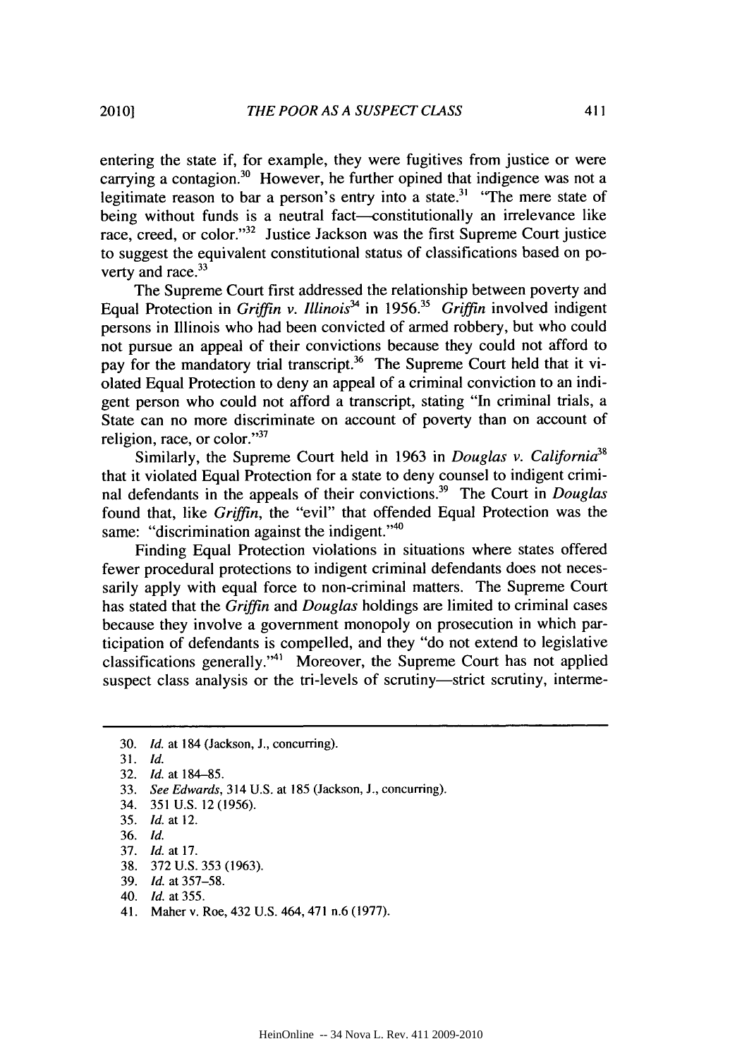entering the state if, for example, they were fugitives from justice or were carrying a contagion.[30] However, he further opined that indigence was not a legitimate reason to bar a person's entry into a state.[31] "The mere state of being without funds is a neutral fact—constitutionally an irrelevance like race, creed, or color."[32] Justice Jackson was the first Supreme Court justice to suggest the equivalent constitutional status of classifications based on poverty and race.[33]

The Supreme Court first addressed the relationship between poverty and Equal Protection in *Griffin v. Illinois*[34] in 1956.[35] *Griffin* involved indigent persons in Illinois who had been convicted of armed robbery, but who could not pursue an appeal of their convictions because they could not afford to pay for the mandatory trial transcript.[36] The Supreme Court held that it violated Equal Protection to deny an appeal of a criminal conviction to an indigent person who could not afford a transcript, stating "In criminal trials, a State can no more discriminate on account of poverty than on account of religion, race, or color."[37]

Similarly, the Supreme Court held in 1963 in *Douglas v. California*[38] that it violated Equal Protection for a state to deny counsel to indigent criminal defendants in the appeals of their convictions.[39] The Court in *Douglas* found that, like *Griffin*, the "evil" that offended Equal Protection was the same: "discrimination against the indigent."[40]

Finding Equal Protection violations in situations where states offered fewer procedural protections to indigent criminal defendants does not necessarily apply with equal force to non-criminal matters. The Supreme Court has stated that the *Griffin* and *Douglas* holdings are limited to criminal cases because they involve a government monopoly on prosecution in which participation of defendants is compelled, and they "do not extend to legislative classifications generally."[41] Moreover, the Supreme Court has not applied suspect class analysis or the tri-levels of scrutiny—strict scrutiny, interme-

---

30. *Id.* at 184 (Jackson, J., concurring).
31. *Id.*
32. *Id.* at 184–85.
33. *See Edwards*, 314 U.S. at 185 (Jackson, J., concurring).
34. 351 U.S. 12 (1956).
35. *Id.* at 12.
36. *Id.*
37. *Id.* at 17.
38. 372 U.S. 353 (1963).
39. *Id.* at 357–58.
40. *Id.* at 355.
41. Maher v. Roe, 432 U.S. 464, 471 n.6 (1977).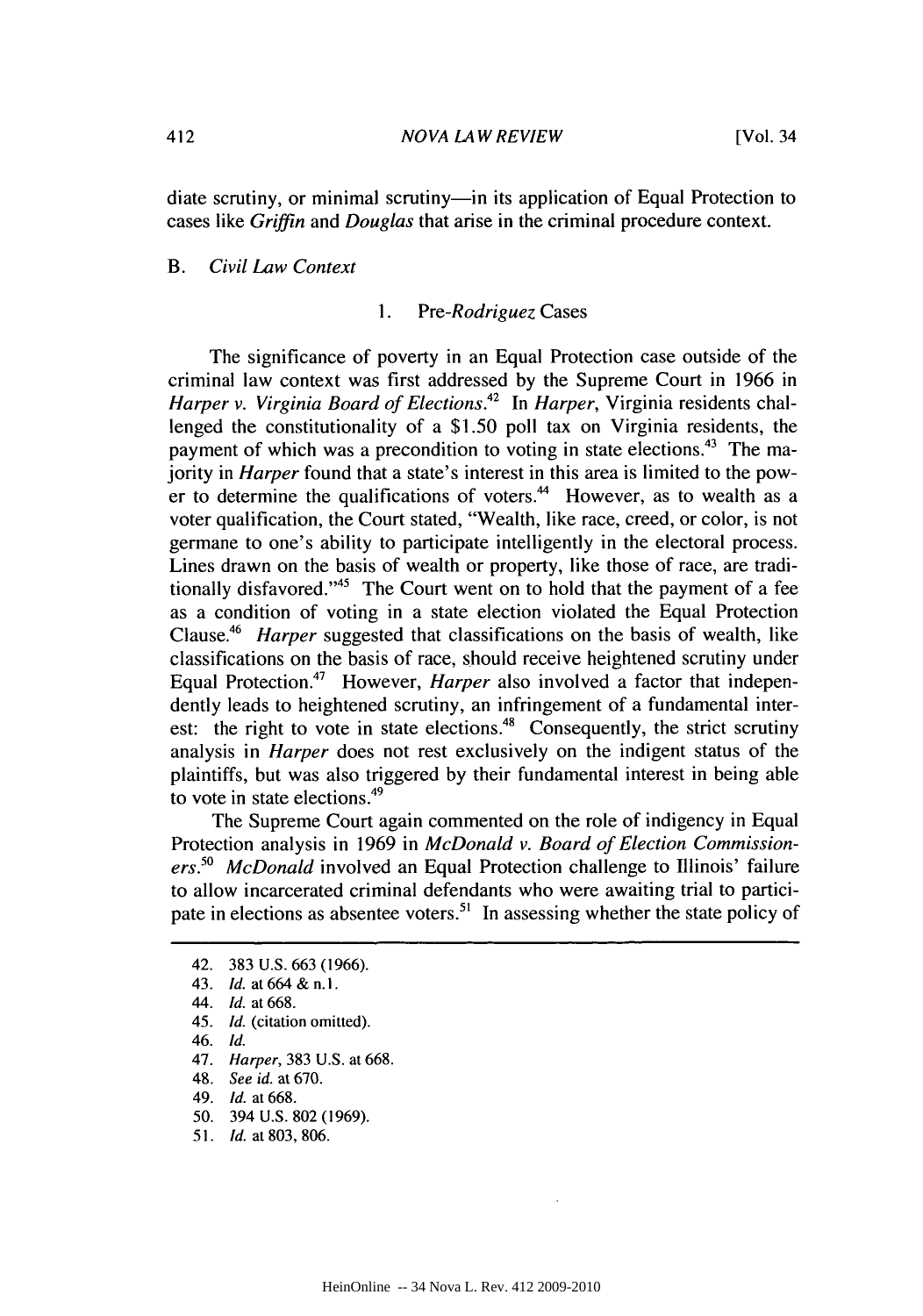diate scrutiny, or minimal scrutiny—in its application of Equal Protection to cases like *Griffin* and *Douglas* that arise in the criminal procedure context.

### B. *Civil Law Context*

#### 1. Pre-*Rodriguez* Cases

The significance of poverty in an Equal Protection case outside of the criminal law context was first addressed by the Supreme Court in 1966 in *Harper v. Virginia Board of Elections*.[42] In *Harper*, Virginia residents challenged the constitutionality of a $1.50 poll tax on Virginia residents, the payment of which was a precondition to voting in state elections.[43] The majority in *Harper* found that a state's interest in this area is limited to the power to determine the qualifications of voters.[44] However, as to wealth as a voter qualification, the Court stated, "Wealth, like race, creed, or color, is not germane to one's ability to participate intelligently in the electoral process. Lines drawn on the basis of wealth or property, like those of race, are traditionally disfavored."[45] The Court went on to hold that the payment of a fee as a condition of voting in a state election violated the Equal Protection Clause.[46] *Harper* suggested that classifications on the basis of wealth, like classifications on the basis of race, should receive heightened scrutiny under Equal Protection.[47] However, *Harper* also involved a factor that independently leads to heightened scrutiny, an infringement of a fundamental interest: the right to vote in state elections.[48] Consequently, the strict scrutiny analysis in *Harper* does not rest exclusively on the indigent status of the plaintiffs, but was also triggered by their fundamental interest in being able to vote in state elections.[49]

The Supreme Court again commented on the role of indigency in Equal Protection analysis in 1969 in *McDonald v. Board of Election Commissioners*.[50] *McDonald* involved an Equal Protection challenge to Illinois' failure to allow incarcerated criminal defendants who were awaiting trial to participate in elections as absentee voters.[51] In assessing whether the state policy of

---

42. 383 U.S. 663 (1966).
43. *Id.* at 664 & n.1.
44. *Id.* at 668.
45. *Id.* (citation omitted).
46. *Id.*
47. *Harper*, 383 U.S. at 668.
48. *See id.* at 670.
49. *Id.* at 668.
50. 394 U.S. 802 (1969).
51. *Id.* at 803, 806.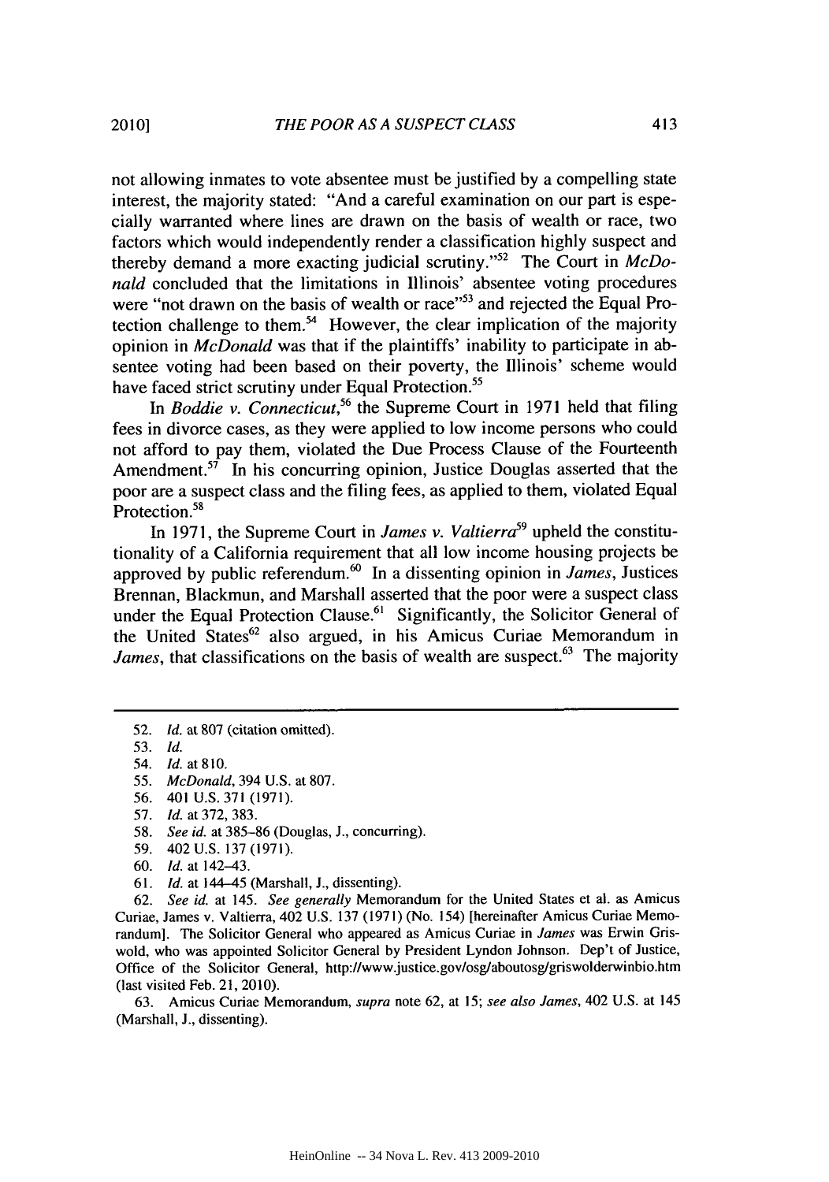not allowing inmates to vote absentee must be justified by a compelling state interest, the majority stated: "And a careful examination on our part is especially warranted where lines are drawn on the basis of wealth or race, two factors which would independently render a classification highly suspect and thereby demand a more exacting judicial scrutiny."[52] The Court in *McDonald* concluded that the limitations in Illinois' absentee voting procedures were "not drawn on the basis of wealth or race"[53] and rejected the Equal Protection challenge to them.[54] However, the clear implication of the majority opinion in *McDonald* was that if the plaintiffs' inability to participate in absentee voting had been based on their poverty, the Illinois' scheme would have faced strict scrutiny under Equal Protection.[55]

In *Boddie v. Connecticut*,[56] the Supreme Court in 1971 held that filing fees in divorce cases, as they were applied to low income persons who could not afford to pay them, violated the Due Process Clause of the Fourteenth Amendment.[57] In his concurring opinion, Justice Douglas asserted that the poor are a suspect class and the filing fees, as applied to them, violated Equal Protection.[58]

In 1971, the Supreme Court in *James v. Valtierra*[59] upheld the constitutionality of a California requirement that all low income housing projects be approved by public referendum.[60] In a dissenting opinion in *James*, Justices Brennan, Blackmun, and Marshall asserted that the poor were a suspect class under the Equal Protection Clause.[61] Significantly, the Solicitor General of the United States[62] also argued, in his Amicus Curiae Memorandum in *James*, that classifications on the basis of wealth are suspect.[63] The majority

---

52. *Id.* at 807 (citation omitted).

53. *Id.*

54. *Id.* at 810.

55. *McDonald*, 394 U.S. at 807.

56. 401 U.S. 371 (1971).

57. *Id.* at 372, 383.

58. *See id.* at 385–86 (Douglas, J., concurring).

59. 402 U.S. 137 (1971).

60. *Id.* at 142–43.

61. *Id.* at 144–45 (Marshall, J., dissenting).

62. *See id.* at 145. *See generally* Memorandum for the United States et al. as Amicus Curiae, James v. Valtierra, 402 U.S. 137 (1971) (No. 154) [hereinafter Amicus Curiae Memorandum]. The Solicitor General who appeared as Amicus Curiae in *James* was Erwin Griswold, who was appointed Solicitor General by President Lyndon Johnson. Dep't of Justice, Office of the Solicitor General, http://www.justice.gov/osg/aboutosg/griswolderwinbio.htm (last visited Feb. 21, 2010).

63. Amicus Curiae Memorandum, *supra* note 62, at 15; *see also James*, 402 U.S. at 145 (Marshall, J., dissenting).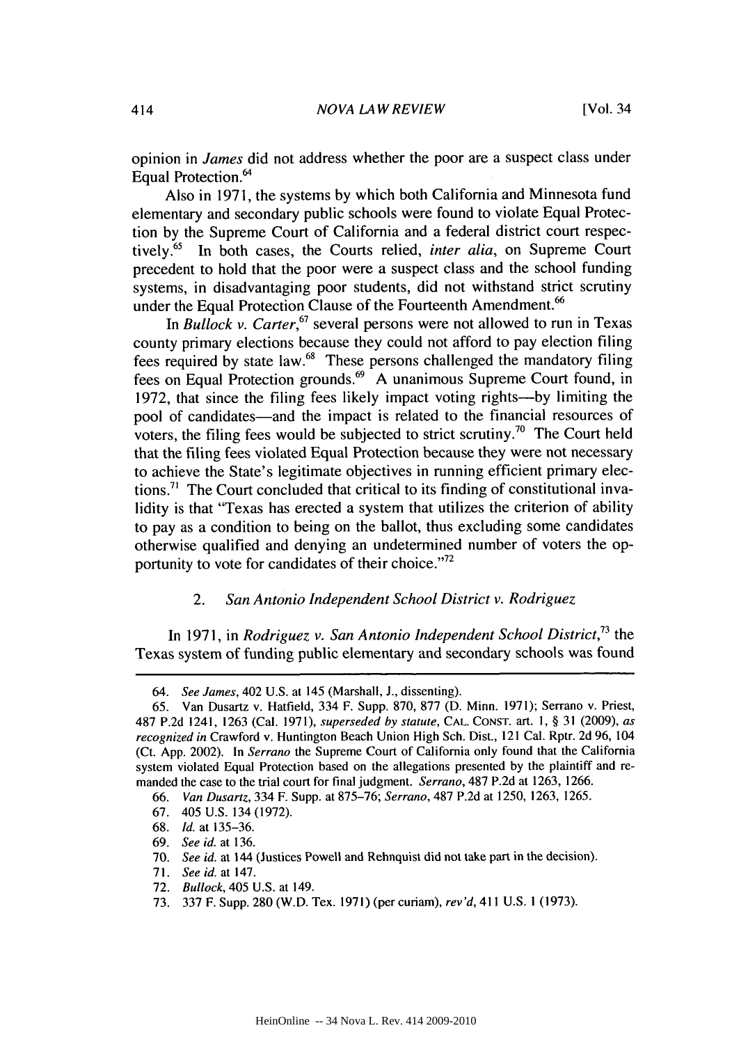opinion in *James* did not address whether the poor are a suspect class under Equal Protection.[64]

Also in 1971, the systems by which both California and Minnesota fund elementary and secondary public schools were found to violate Equal Protection by the Supreme Court of California and a federal district court respectively.[65] In both cases, the Courts relied, *inter alia*, on Supreme Court precedent to hold that the poor were a suspect class and the school funding systems, in disadvantaging poor students, did not withstand strict scrutiny under the Equal Protection Clause of the Fourteenth Amendment.[66]

In *Bullock v. Carter*,[67] several persons were not allowed to run in Texas county primary elections because they could not afford to pay election filing fees required by state law.[68] These persons challenged the mandatory filing fees on Equal Protection grounds.[69] A unanimous Supreme Court found, in 1972, that since the filing fees likely impact voting rights—by limiting the pool of candidates—and the impact is related to the financial resources of voters, the filing fees would be subjected to strict scrutiny.[70] The Court held that the filing fees violated Equal Protection because they were not necessary to achieve the State's legitimate objectives in running efficient primary elections.[71] The Court concluded that critical to its finding of constitutional invalidity is that "Texas has erected a system that utilizes the criterion of ability to pay as a condition to being on the ballot, thus excluding some candidates otherwise qualified and denying an undetermined number of voters the opportunity to vote for candidates of their choice."[72]

### 2. *San Antonio Independent School District v. Rodriguez*

In 1971, in *Rodriguez v. San Antonio Independent School District*,[73] the Texas system of funding public elementary and secondary schools was found

---

64. *See James*, 402 U.S. at 145 (Marshall, J., dissenting).

65. Van Dusartz v. Hatfield, 334 F. Supp. 870, 877 (D. Minn. 1971); Serrano v. Priest, 487 P.2d 1241, 1263 (Cal. 1971), *superseded by statute*, CAL. CONST. art. 1, § 31 (2009), *as recognized in* Crawford v. Huntington Beach Union High Sch. Dist., 121 Cal. Rptr. 2d 96, 104 (Ct. App. 2002). In *Serrano* the Supreme Court of California only found that the California system violated Equal Protection based on the allegations presented by the plaintiff and remanded the case to the trial court for final judgment. *Serrano*, 487 P.2d at 1263, 1266.

66. *Van Dusartz*, 334 F. Supp. at 875–76; *Serrano*, 487 P.2d at 1250, 1263, 1265.

67. 405 U.S. 134 (1972).

68. *Id.* at 135–36.

69. *See id.* at 136.

70. *See id.* at 144 (Justices Powell and Rehnquist did not take part in the decision).

71. *See id.* at 147.

72. *Bullock*, 405 U.S. at 149.

73. 337 F. Supp. 280 (W.D. Tex. 1971) (per curiam), *rev'd*, 411 U.S. 1 (1973).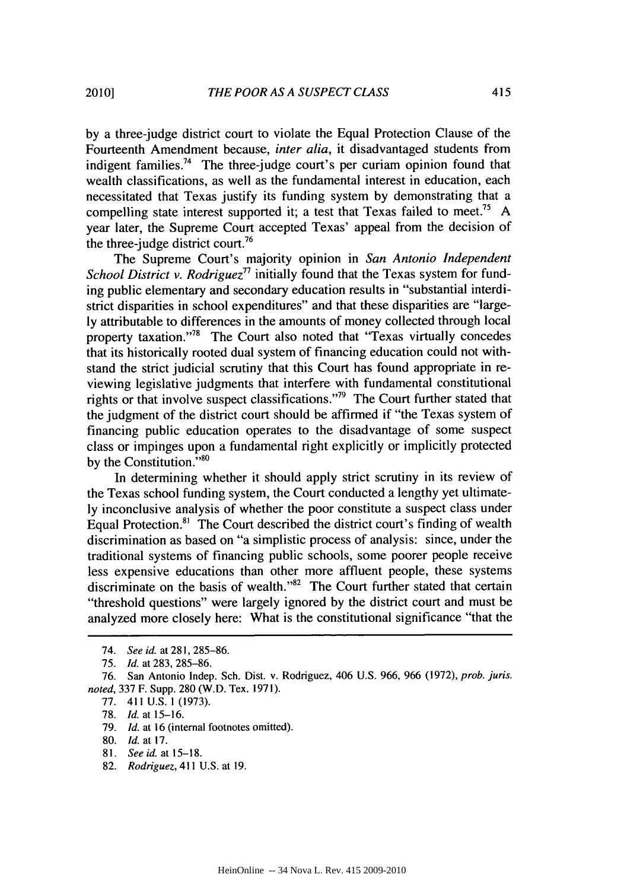by a three-judge district court to violate the Equal Protection Clause of the Fourteenth Amendment because, *inter alia*, it disadvantaged students from indigent families.[74] The three-judge court's per curiam opinion found that wealth classifications, as well as the fundamental interest in education, each necessitated that Texas justify its funding system by demonstrating that a compelling state interest supported it; a test that Texas failed to meet.[75] A year later, the Supreme Court accepted Texas' appeal from the decision of the three-judge district court.[76]

The Supreme Court's majority opinion in *San Antonio Independent School District v. Rodriguez*[77] initially found that the Texas system for funding public elementary and secondary education results in "substantial interdistrict disparities in school expenditures" and that these disparities are "largely attributable to differences in the amounts of money collected through local property taxation."[78] The Court also noted that "Texas virtually concedes that its historically rooted dual system of financing education could not withstand the strict judicial scrutiny that this Court has found appropriate in reviewing legislative judgments that interfere with fundamental constitutional rights or that involve suspect classifications."[79] The Court further stated that the judgment of the district court should be affirmed if "the Texas system of financing public education operates to the disadvantage of some suspect class or impinges upon a fundamental right explicitly or implicitly protected by the Constitution."[80]

In determining whether it should apply strict scrutiny in its review of the Texas school funding system, the Court conducted a lengthy yet ultimately inconclusive analysis of whether the poor constitute a suspect class under Equal Protection.[81] The Court described the district court's finding of wealth discrimination as based on "a simplistic process of analysis: since, under the traditional systems of financing public schools, some poorer people receive less expensive educations than other more affluent people, these systems discriminate on the basis of wealth."[82] The Court further stated that certain "threshold questions" were largely ignored by the district court and must be analyzed more closely here: What is the constitutional significance "that the

---

74. *See id.* at 281, 285–86.

75. *Id.* at 283, 285–86.

76. San Antonio Indep. Sch. Dist. v. Rodriguez, 406 U.S. 966, 966 (1972), *prob. juris. noted*, 337 F. Supp. 280 (W.D. Tex. 1971).

77. 411 U.S. 1 (1973).

78. *Id.* at 15–16.

79. *Id.* at 16 (internal footnotes omitted).

80. *Id.* at 17.

81. *See id.* at 15–18.

82. *Rodriguez*, 411 U.S. at 19.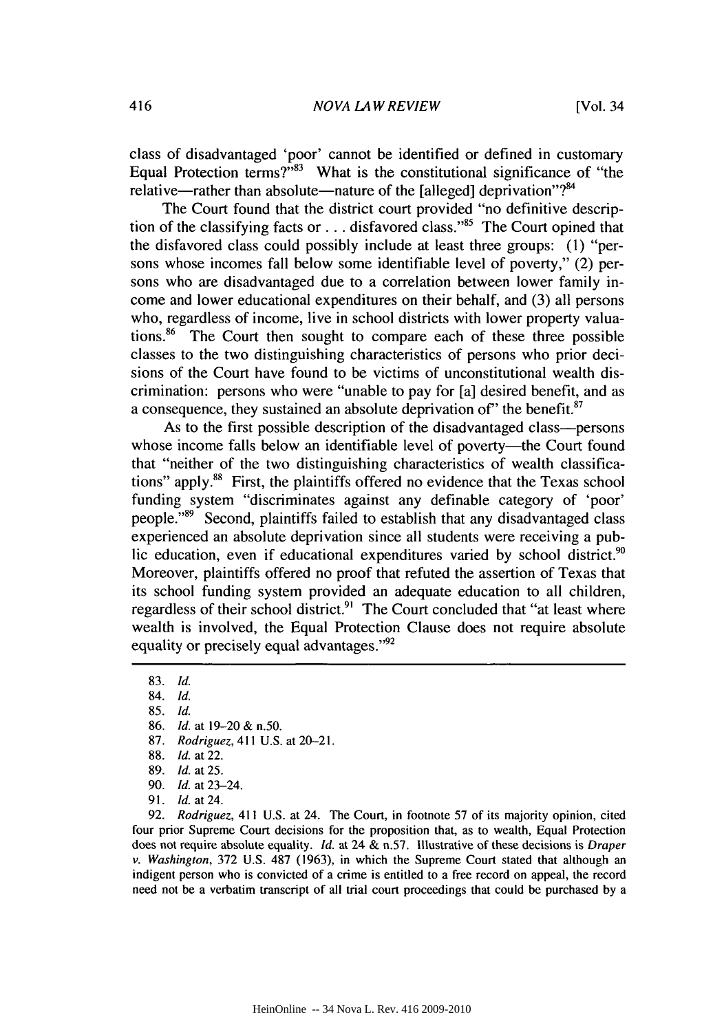class of disadvantaged 'poor' cannot be identified or defined in customary Equal Protection terms?"[83] What is the constitutional significance of "the relative—rather than absolute—nature of the [alleged] deprivation"?[84]

The Court found that the district court provided "no definitive description of the classifying facts or . . . disfavored class."[85] The Court opined that the disfavored class could possibly include at least three groups: (1) "persons whose incomes fall below some identifiable level of poverty," (2) persons who are disadvantaged due to a correlation between lower family income and lower educational expenditures on their behalf, and (3) all persons who, regardless of income, live in school districts with lower property valuations.[86] The Court then sought to compare each of these three possible classes to the two distinguishing characteristics of persons who prior decisions of the Court have found to be victims of unconstitutional wealth discrimination: persons who were "unable to pay for [a] desired benefit, and as a consequence, they sustained an absolute deprivation of" the benefit.[87]

As to the first possible description of the disadvantaged class—persons whose income falls below an identifiable level of poverty—the Court found that "neither of the two distinguishing characteristics of wealth classifications" apply.[88] First, the plaintiffs offered no evidence that the Texas school funding system "discriminates against any definable category of 'poor' people."[89] Second, plaintiffs failed to establish that any disadvantaged class experienced an absolute deprivation since all students were receiving a public education, even if educational expenditures varied by school district.[90] Moreover, plaintiffs offered no proof that refuted the assertion of Texas that its school funding system provided an adequate education to all children, regardless of their school district.[91] The Court concluded that "at least where wealth is involved, the Equal Protection Clause does not require absolute equality or precisely equal advantages."[92]

---

83. *Id.*
84. *Id.*
85. *Id.*
86. *Id.* at 19–20 & n.50.
87. *Rodriguez*, 411 U.S. at 20–21.
88. *Id.* at 22.
89. *Id.* at 25.
90. *Id.* at 23–24.
91. *Id.* at 24.
92. *Rodriguez*, 411 U.S. at 24. The Court, in footnote 57 of its majority opinion, cited four prior Supreme Court decisions for the proposition that, as to wealth, Equal Protection does not require absolute equality. *Id.* at 24 & n.57. Illustrative of these decisions is *Draper v. Washington*, 372 U.S. 487 (1963), in which the Supreme Court stated that although an indigent person who is convicted of a crime is entitled to a free record on appeal, the record need not be a verbatim transcript of all trial court proceedings that could be purchased by a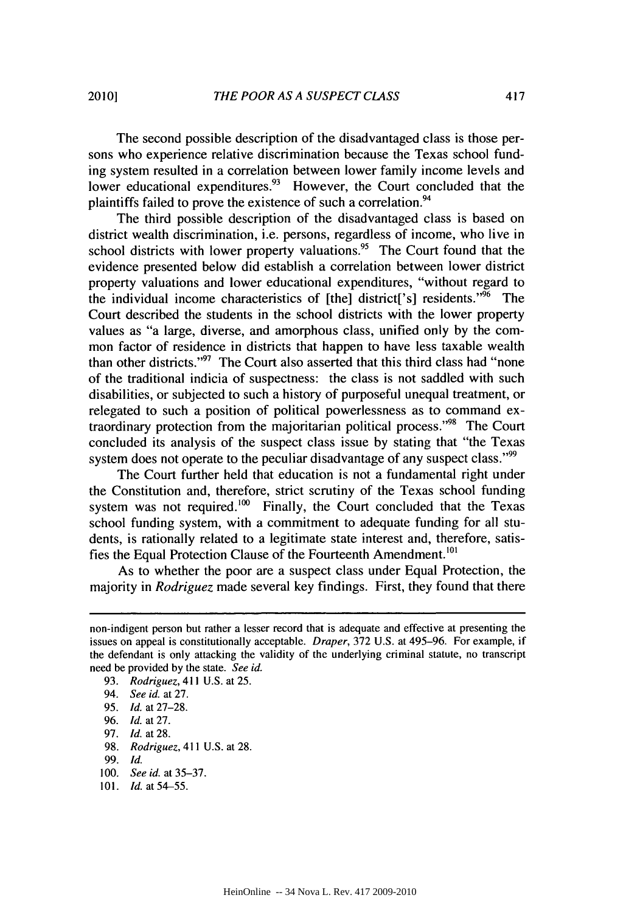The second possible description of the disadvantaged class is those persons who experience relative discrimination because the Texas school funding system resulted in a correlation between lower family income levels and lower educational expenditures.[93] However, the Court concluded that the plaintiffs failed to prove the existence of such a correlation.[94]

The third possible description of the disadvantaged class is based on district wealth discrimination, i.e. persons, regardless of income, who live in school districts with lower property valuations.[95] The Court found that the evidence presented below did establish a correlation between lower district property valuations and lower educational expenditures, "without regard to the individual income characteristics of [the] district['s] residents."[96] The Court described the students in the school districts with the lower property values as "a large, diverse, and amorphous class, unified only by the common factor of residence in districts that happen to have less taxable wealth than other districts."[97] The Court also asserted that this third class had "none of the traditional indicia of suspectness: the class is not saddled with such disabilities, or subjected to such a history of purposeful unequal treatment, or relegated to such a position of political powerlessness as to command extraordinary protection from the majoritarian political process."[98] The Court concluded its analysis of the suspect class issue by stating that "the Texas system does not operate to the peculiar disadvantage of any suspect class."[99]

The Court further held that education is not a fundamental right under the Constitution and, therefore, strict scrutiny of the Texas school funding system was not required.[100] Finally, the Court concluded that the Texas school funding system, with a commitment to adequate funding for all students, is rationally related to a legitimate state interest and, therefore, satisfies the Equal Protection Clause of the Fourteenth Amendment.[101]

As to whether the poor are a suspect class under Equal Protection, the majority in *Rodriguez* made several key findings. First, they found that there

---

non-indigent person but rather a lesser record that is adequate and effective at presenting the issues on appeal is constitutionally acceptable. *Draper*, 372 U.S. at 495–96. For example, if the defendant is only attacking the validity of the underlying criminal statute, no transcript need be provided by the state. *See id.*

93. *Rodriguez*, 411 U.S. at 25.

94. *See id.* at 27.

95. *Id.* at 27–28.

96. *Id.* at 27.

97. *Id.* at 28.

98. *Rodriguez*, 411 U.S. at 28.

99. *Id.*

100. *See id.* at 35–37.

101. *Id.* at 54–55.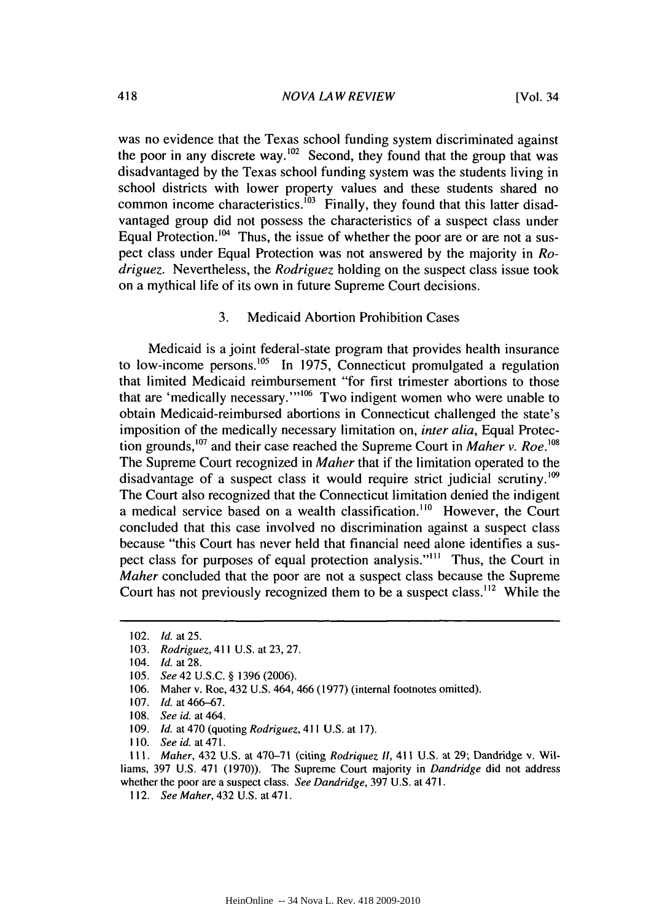was no evidence that the Texas school funding system discriminated against the poor in any discrete way.[102] Second, they found that the group that was disadvantaged by the Texas school funding system was the students living in school districts with lower property values and these students shared no common income characteristics.[103] Finally, they found that this latter disadvantaged group did not possess the characteristics of a suspect class under Equal Protection.[104] Thus, the issue of whether the poor are or are not a suspect class under Equal Protection was not answered by the majority in *Rodriguez*. Nevertheless, the *Rodriguez* holding on the suspect class issue took on a mythical life of its own in future Supreme Court decisions.

### 3. Medicaid Abortion Prohibition Cases

Medicaid is a joint federal-state program that provides health insurance to low-income persons.[105] In 1975, Connecticut promulgated a regulation that limited Medicaid reimbursement "for first trimester abortions to those that are 'medically necessary.'"[106] Two indigent women who were unable to obtain Medicaid-reimbursed abortions in Connecticut challenged the state's imposition of the medically necessary limitation on, *inter alia*, Equal Protection grounds,[107] and their case reached the Supreme Court in *Maher v. Roe*.[108] The Supreme Court recognized in *Maher* that if the limitation operated to the disadvantage of a suspect class it would require strict judicial scrutiny.[109] The Court also recognized that the Connecticut limitation denied the indigent a medical service based on a wealth classification.[110] However, the Court concluded that this case involved no discrimination against a suspect class because "this Court has never held that financial need alone identifies a suspect class for purposes of equal protection analysis."[111] Thus, the Court in *Maher* concluded that the poor are not a suspect class because the Supreme Court has not previously recognized them to be a suspect class.[112] While the

---

102. *Id.* at 25.

103. *Rodriguez*, 411 U.S. at 23, 27.

104. *Id.* at 28.

105. *See* 42 U.S.C. § 1396 (2006).

106. Maher v. Roe, 432 U.S. 464, 466 (1977) (internal footnotes omitted).

107. *Id.* at 466–67.

108. *See id.* at 464.

109. *Id.* at 470 (quoting *Rodriguez*, 411 U.S. at 17).

110. *See id.* at 471.

111. *Maher*, 432 U.S. at 470–71 (citing *Rodriquez II*, 411 U.S. at 29; Dandridge v. Williams, 397 U.S. 471 (1970)). The Supreme Court majority in *Dandridge* did not address whether the poor are a suspect class. *See Dandridge*, 397 U.S. at 471.

112. *See Maher*, 432 U.S. at 471.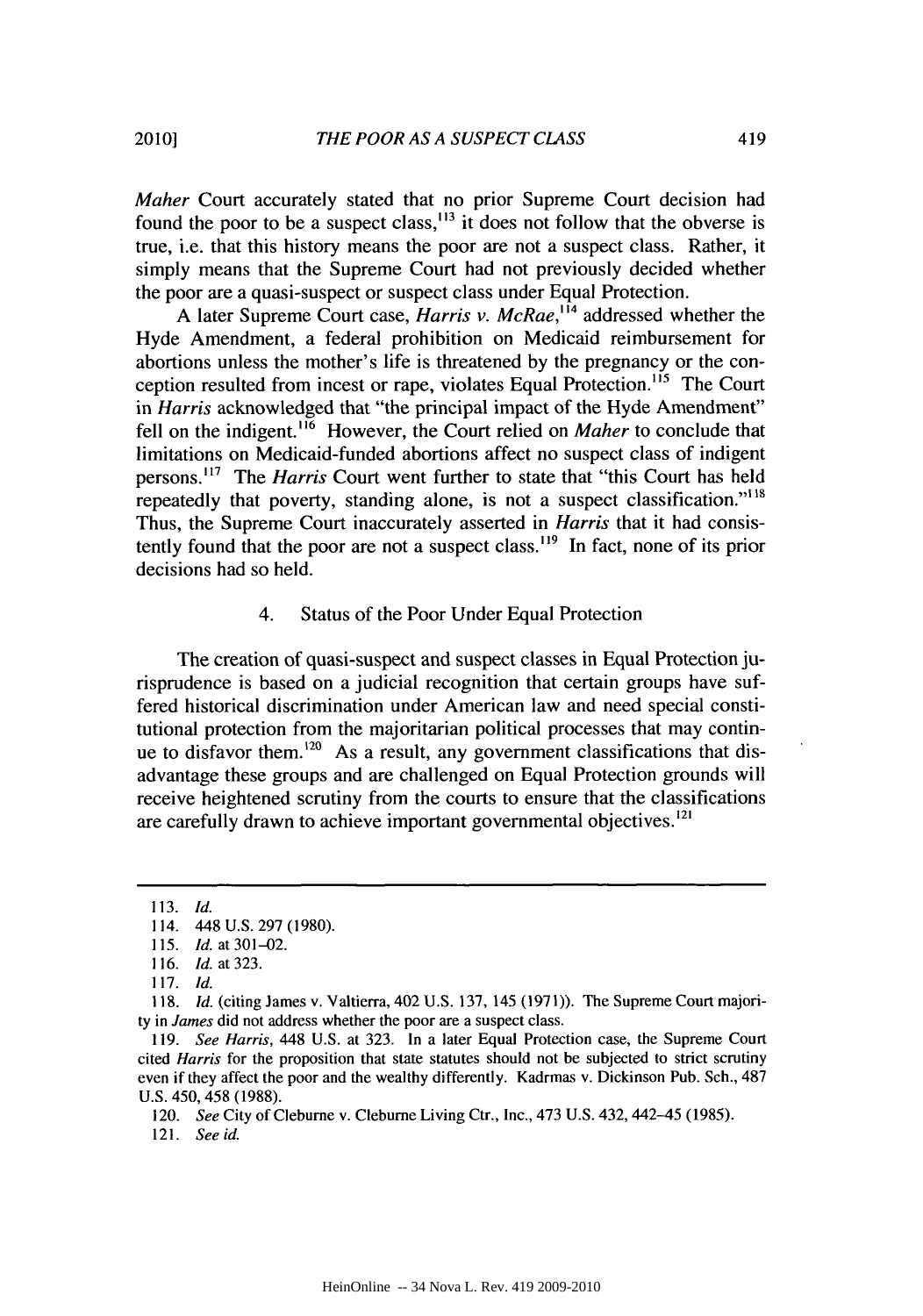*Maher* Court accurately stated that no prior Supreme Court decision had found the poor to be a suspect class,[113] it does not follow that the obverse is true, i.e. that this history means the poor are not a suspect class. Rather, it simply means that the Supreme Court had not previously decided whether the poor are a quasi-suspect or suspect class under Equal Protection.

A later Supreme Court case, *Harris v. McRae*,[114] addressed whether the Hyde Amendment, a federal prohibition on Medicaid reimbursement for abortions unless the mother's life is threatened by the pregnancy or the conception resulted from incest or rape, violates Equal Protection.[115] The Court in *Harris* acknowledged that "the principal impact of the Hyde Amendment" fell on the indigent.[116] However, the Court relied on *Maher* to conclude that limitations on Medicaid-funded abortions affect no suspect class of indigent persons.[117] The *Harris* Court went further to state that "this Court has held repeatedly that poverty, standing alone, is not a suspect classification."[118] Thus, the Supreme Court inaccurately asserted in *Harris* that it had consistently found that the poor are not a suspect class.[119] In fact, none of its prior decisions had so held.

#### 4. Status of the Poor Under Equal Protection

The creation of quasi-suspect and suspect classes in Equal Protection jurisprudence is based on a judicial recognition that certain groups have suffered historical discrimination under American law and need special constitutional protection from the majoritarian political processes that may continue to disfavor them.[120] As a result, any government classifications that disadvantage these groups and are challenged on Equal Protection grounds will receive heightened scrutiny from the courts to ensure that the classifications are carefully drawn to achieve important governmental objectives.[121]

---

113. *Id.*

114. 448 U.S. 297 (1980).

115. *Id.* at 301–02.

116. *Id.* at 323.

117. *Id.*

118. *Id.* (citing James v. Valtierra, 402 U.S. 137, 145 (1971)). The Supreme Court majority in *James* did not address whether the poor are a suspect class.

119. *See Harris*, 448 U.S. at 323. In a later Equal Protection case, the Supreme Court cited *Harris* for the proposition that state statutes should not be subjected to strict scrutiny even if they affect the poor and the wealthy differently. Kadrmas v. Dickinson Pub. Sch., 487 U.S. 450, 458 (1988).

120. *See* City of Cleburne v. Cleburne Living Ctr., Inc., 473 U.S. 432, 442–45 (1985).

121. *See id.*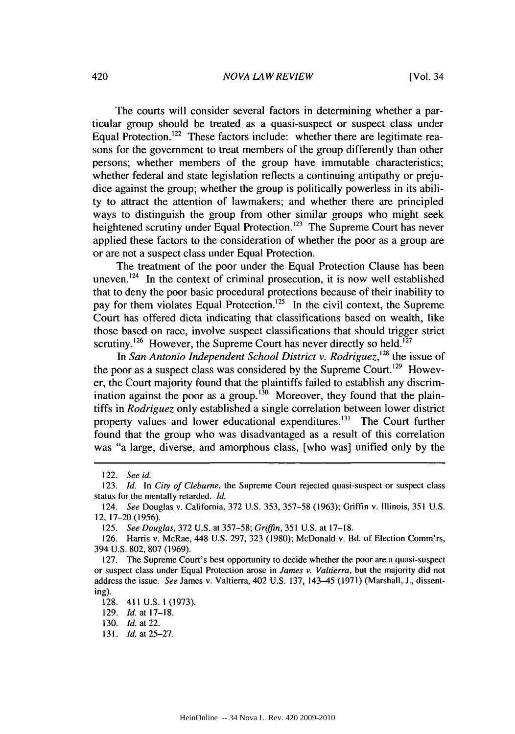The courts will consider several factors in determining whether a particular group should be treated as a quasi-suspect or suspect class under Equal Protection.[122] These factors include: whether there are legitimate reasons for the government to treat members of the group differently than other persons; whether members of the group have immutable characteristics; whether federal and state legislation reflects a continuing antipathy or prejudice against the group; whether the group is politically powerless in its ability to attract the attention of lawmakers; and whether there are principled ways to distinguish the group from other similar groups who might seek heightened scrutiny under Equal Protection.[123] The Supreme Court has never applied these factors to the consideration of whether the poor as a group are or are not a suspect class under Equal Protection.

The treatment of the poor under the Equal Protection Clause has been uneven.[124] In the context of criminal prosecution, it is now well established that to deny the poor basic procedural protections because of their inability to pay for them violates Equal Protection.[125] In the civil context, the Supreme Court has offered dicta indicating that classifications based on wealth, like those based on race, involve suspect classifications that should trigger strict scrutiny.[126] However, the Supreme Court has never directly so held.[127]

In *San Antonio Independent School District v. Rodriguez*,[128] the issue of the poor as a suspect class was considered by the Supreme Court.[129] However, the Court majority found that the plaintiffs failed to establish any discrimination against the poor as a group.[130] Moreover, they found that the plaintiffs in *Rodriguez* only established a single correlation between lower district property values and lower educational expenditures.[131] The Court further found that the group who was disadvantaged as a result of this correlation was "a large, diverse, and amorphous class, [who was] unified only by the

---

122. *See id.*

123. *Id.* In *City of Cleburne*, the Supreme Court rejected quasi-suspect or suspect class status for the mentally retarded. *Id.*

124. *See* Douglas v. California, 372 U.S. 353, 357–58 (1963); Griffin v. Illinois, 351 U.S. 12, 17–20 (1956).

125. *See Douglas*, 372 U.S. at 357–58; *Griffin*, 351 U.S. at 17–18.

126. Harris v. McRae, 448 U.S. 297, 323 (1980); McDonald v. Bd. of Election Comm'rs, 394 U.S. 802, 807 (1969).

127. The Supreme Court's best opportunity to decide whether the poor are a quasi-suspect or suspect class under Equal Protection arose in *James v. Valtierra*, but the majority did not address the issue. *See* James v. Valtierra, 402 U.S. 137, 143–45 (1971) (Marshall, J., dissenting).

128. 411 U.S. 1 (1973).

129. *Id.* at 17–18.

130. *Id.* at 22.

131. *Id.* at 25–27.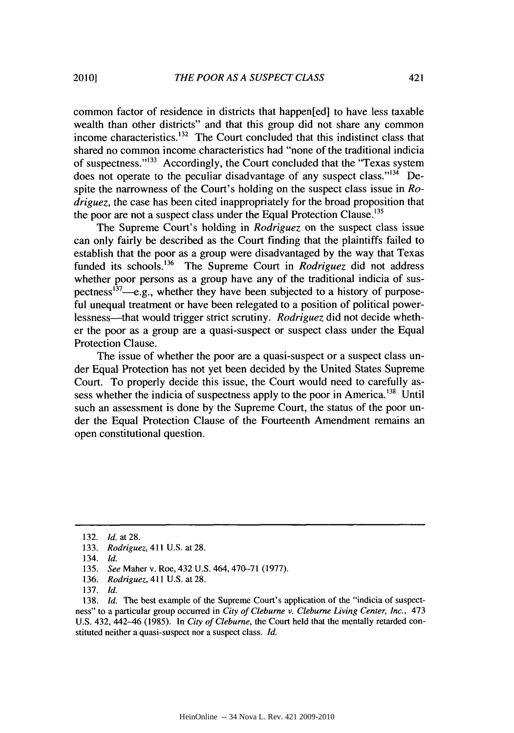common factor of residence in districts that happen[ed] to have less taxable wealth than other districts" and that this group did not share any common income characteristics.[132] The Court concluded that this indistinct class that shared no common income characteristics had "none of the traditional indicia of suspectness."[133] Accordingly, the Court concluded that the "Texas system does not operate to the peculiar disadvantage of any suspect class."[134] Despite the narrowness of the Court's holding on the suspect class issue in *Rodriguez*, the case has been cited inappropriately for the broad proposition that the poor are not a suspect class under the Equal Protection Clause.[135]

The Supreme Court's holding in *Rodriguez* on the suspect class issue can only fairly be described as the Court finding that the plaintiffs failed to establish that the poor as a group were disadvantaged by the way that Texas funded its schools.[136] The Supreme Court in *Rodriguez* did not address whether poor persons as a group have any of the traditional indicia of suspectness[137]—e.g., whether they have been subjected to a history of purposeful unequal treatment or have been relegated to a position of political powerlessness—that would trigger strict scrutiny. *Rodriguez* did not decide whether the poor as a group are a quasi-suspect or suspect class under the Equal Protection Clause.

The issue of whether the poor are a quasi-suspect or a suspect class under Equal Protection has not yet been decided by the United States Supreme Court. To properly decide this issue, the Court would need to carefully assess whether the indicia of suspectness apply to the poor in America.[138] Until such an assessment is done by the Supreme Court, the status of the poor under the Equal Protection Clause of the Fourteenth Amendment remains an open constitutional question.

---

132. *Id.* at 28.

133. *Rodriguez*, 411 U.S. at 28.

134. *Id.*

135. *See* Maher v. Roe, 432 U.S. 464, 470–71 (1977).

136. *Rodriguez*, 411 U.S. at 28.

137. *Id.*

138. *Id.* The best example of the Supreme Court's application of the "indicia of suspectness" to a particular group occurred in *City of Cleburne v. Cleburne Living Center, Inc.*, 473 U.S. 432, 442–46 (1985). In *City of Cleburne*, the Court held that the mentally retarded constituted neither a quasi-suspect nor a suspect class. *Id.*